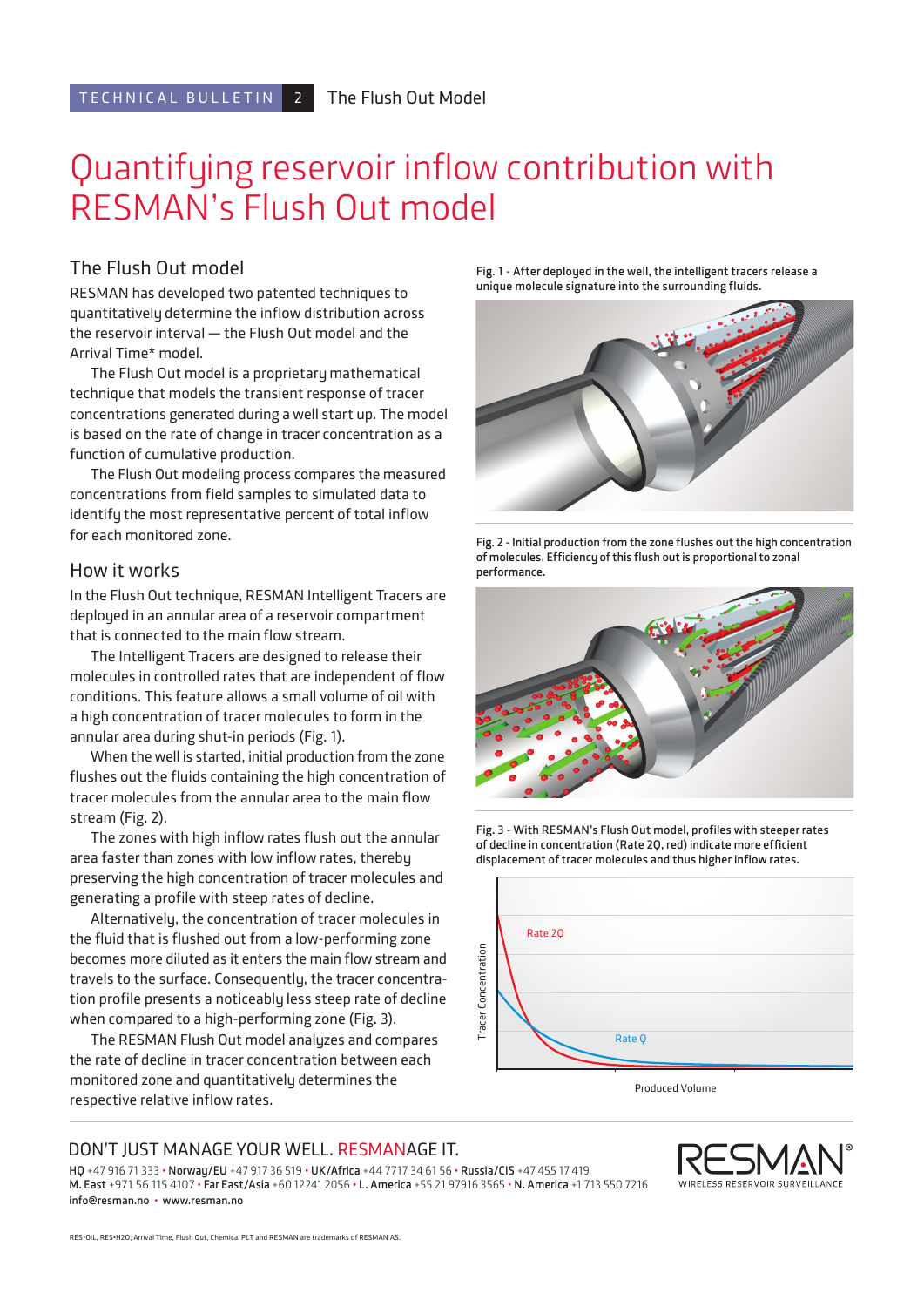# Quantifying reservoir inflow contribution with RESMAN's Flush Out model

## The Flush Out model

RESMAN has developed two patented techniques to quantitatively determine the inflow distribution across the reservoir interval — the Flush Out model and the Arrival Time* model.

The Flush Out model is a proprietary mathematical technique that models the transient response of tracer concentrations generated during a well start up. The model is based on the rate of change in tracer concentration as a function of cumulative production.

The Flush Out modeling process compares the measured concentrations from field samples to simulated data to identify the most representative percent of total inflow for each monitored zone.

## How it works

In the Flush Out technique, RESMAN Intelligent Tracers are deployed in an annular area of a reservoir compartment that is connected to the main flow stream.

The Intelligent Tracers are designed to release their molecules in controlled rates that are independent of flow conditions. This feature allows a small volume of oil with a high concentration of tracer molecules to form in the annular area during shut-in periods (Fig. 1).

When the well is started, initial production from the zone flushes out the fluids containing the high concentration of tracer molecules from the annular area to the main flow stream (Fig. 2).

The zones with high inflow rates flush out the annular area faster than zones with low inflow rates, thereby preserving the high concentration of tracer molecules and generating a profile with steep rates of decline.

Alternatively, the concentration of tracer molecules in the fluid that is flushed out from a low-performing zone becomes more diluted as it enters the main flow stream and travels to the surface. Consequently, the tracer concentration profile presents a noticeably less steep rate of decline when compared to a high-performing zone (Fig. 3).

The RESMAN Flush Out model analyzes and compares the rate of decline in tracer concentration between each monitored zone and quantitatively determines the respective relative inflow rates.

Fig. 1 - After deployed in the well, the intelligent tracers release a unique molecule signature into the surrounding fluids.

Fig. 2 - Initial production from the zone flushes out the high concentration of molecules. Efficiency of this flush out is proportional to zonal performance.

Fig. 3 - With RESMAN's Flush Out model, profiles with steeper rates of decline in concentration (Rate 2Q, red) indicate more efficient displacement of tracer molecules and thus higher inflow rates.

DON'T JUST MANAGE YOUR WELL. RESMANAGE IT.

HQ +47 916 71 333 • Norway/EU +47 917 36 519 • UK/Africa +44 7717 34 61 56 • Russia/CIS +47 455 17 419
M. East +971 56 115 4107 • Far East/Asia +60 12241 2056 • L. America +55 21 97916 3565 • N. America +1 713 550 7216
info@resman.no • www.resman.no

RESMAN® WIRELESS RESERVOIR SURVEILLANCE

RES•OIL, RES•H2O, Arrival Time, Flush Out, Chemical PLT and RESMAN are trademarks of RESMAN AS.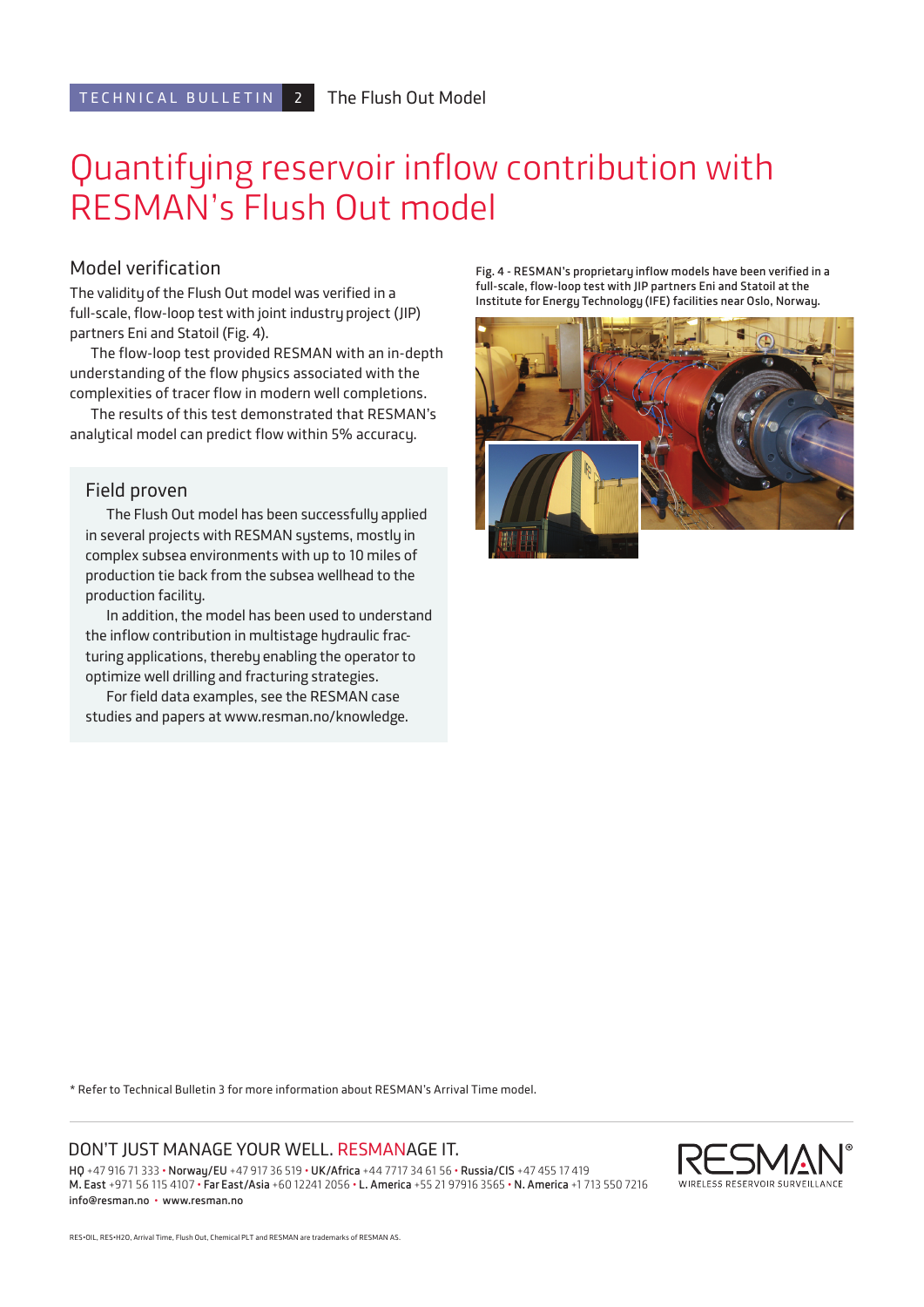# Quantifying reservoir inflow contribution with RESMAN's Flush Out model

## Model verification

The validity of the Flush Out model was verified in a full-scale, flow-loop test with joint industry project (JIP) partners Eni and Statoil (Fig. 4).

The flow-loop test provided RESMAN with an in-depth understanding of the flow physics associated with the complexities of tracer flow in modern well completions.

The results of this test demonstrated that RESMAN's analytical model can predict flow within 5% accuracy.

Fig. 4 - RESMAN's proprietary inflow models have been verified in a full-scale, flow-loop test with JIP partners Eni and Statoil at the Institute for Energy Technology (IFE) facilities near Oslo, Norway.

## Field proven

The Flush Out model has been successfully applied in several projects with RESMAN systems, mostly in complex subsea environments with up to 10 miles of production tie back from the subsea wellhead to the production facility.

In addition, the model has been used to understand the inflow contribution in multistage hydraulic fracturing applications, thereby enabling the operator to optimize well drilling and fracturing strategies.

For field data examples, see the RESMAN case studies and papers at www.resman.no/knowledge.

* Refer to Technical Bulletin 3 for more information about RESMAN's Arrival Time model.

DON'T JUST MANAGE YOUR WELL. RESMANAGE IT.

**HQ** +47 916 71 333 • **Norway/EU** +47 917 36 519 • **UK/Africa** +44 7717 34 61 56 • **Russia/CIS** +47 455 17 419
**M. East** +971 56 115 4107 • **Far East/Asia** +60 12241 2056 • **L. America** +55 21 97916 3565 • **N. America** +1 713 550 7216
info@resman.no • www.resman.no

RESMAN® WIRELESS RESERVOIR SURVEILLANCE

RES•OIL, RES•H2O, Arrival Time, Flush Out, Chemical PLT and RESMAN are trademarks of RESMAN AS.